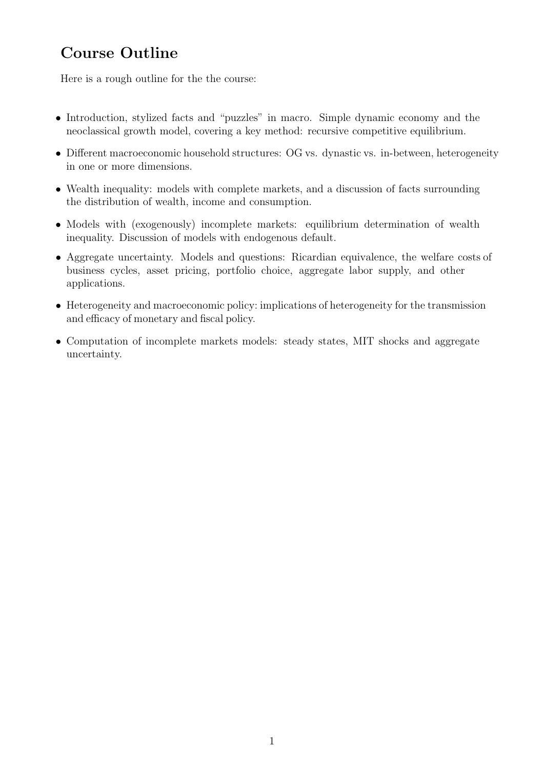## Course Outline

Here is a rough outline for the the course:

- Introduction, stylized facts and "puzzles" in macro. Simple dynamic economy and the neoclassical growth model, covering a key method: recursive competitive equilibrium.
- Different macroeconomic household structures: OG vs. dynastic vs. in-between, heterogeneity in one or more dimensions.
- Wealth inequality: models with complete markets, and a discussion of facts surrounding the distribution of wealth, income and consumption.
- Models with (exogenously) incomplete markets: equilibrium determination of wealth inequality. Discussion of models with endogenous default.
- Aggregate uncertainty. Models and questions: Ricardian equivalence, the welfare costs of business cycles, asset pricing, portfolio choice, aggregate labor supply, and other applications.
- Heterogeneity and macroeconomic policy: implications of heterogeneity for the transmission and efficacy of monetary and fiscal policy.
- Computation of incomplete markets models: steady states, MIT shocks and aggregate uncertainty.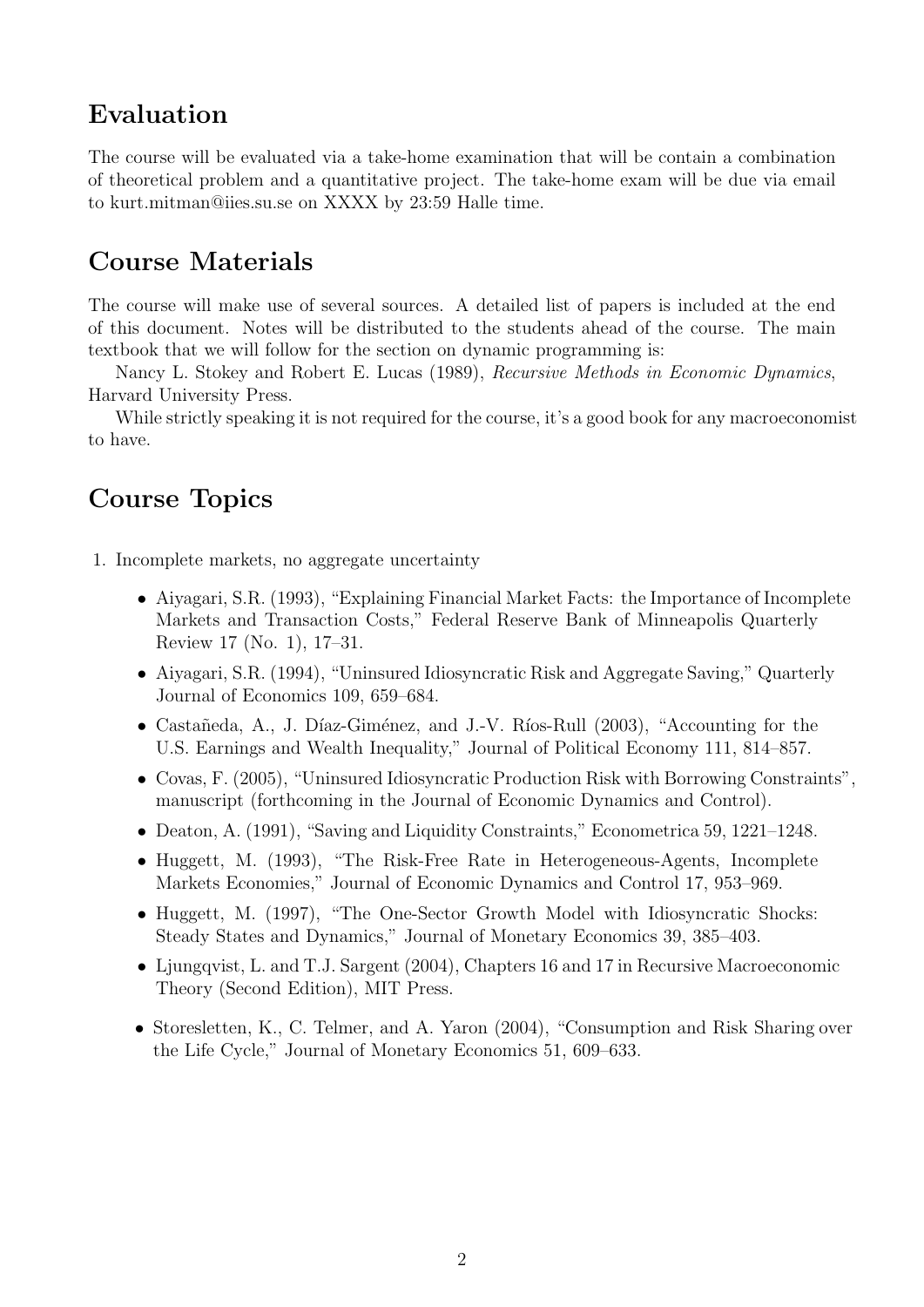## Evaluation

The course will be evaluated via a take-home examination that will be contain a combination of theoretical problem and a quantitative project. The take-home exam will be due via email to kurt.mitman@iies.su.se on XXXX by 23:59 Halle time.

## Course Materials

The course will make use of several sources. A detailed list of papers is included at the end of this document. Notes will be distributed to the students ahead of the course. The main textbook that we will follow for the section on dynamic programming is:

Nancy L. Stokey and Robert E. Lucas (1989), *Recursive Methods in Economic Dynamics*, Harvard University Press.

While strictly speaking it is not required for the course, it's a good book for any macroeconomist to have.

## Course Topics

1. Incomplete markets, no aggregate uncertainty
   - Aiyagari, S.R. (1993), "Explaining Financial Market Facts: the Importance of Incomplete Markets and Transaction Costs," Federal Reserve Bank of Minneapolis Quarterly Review 17 (No. 1), 17–31.
   - Aiyagari, S.R. (1994), "Uninsured Idiosyncratic Risk and Aggregate Saving," Quarterly Journal of Economics 109, 659–684.
   - Castañeda, A., J. Díaz-Giménez, and J.-V. Ríos-Rull (2003), "Accounting for the U.S. Earnings and Wealth Inequality," Journal of Political Economy 111, 814–857.
   - Covas, F. (2005), "Uninsured Idiosyncratic Production Risk with Borrowing Constraints", manuscript (forthcoming in the Journal of Economic Dynamics and Control).
   - Deaton, A. (1991), "Saving and Liquidity Constraints," Econometrica 59, 1221–1248.
   - Huggett, M. (1993), "The Risk-Free Rate in Heterogeneous-Agents, Incomplete Markets Economies," Journal of Economic Dynamics and Control 17, 953–969.
   - Huggett, M. (1997), "The One-Sector Growth Model with Idiosyncratic Shocks: Steady States and Dynamics," Journal of Monetary Economics 39, 385–403.
   - Ljungqvist, L. and T.J. Sargent (2004), Chapters 16 and 17 in Recursive Macroeconomic Theory (Second Edition), MIT Press.
   - Storesletten, K., C. Telmer, and A. Yaron (2004), "Consumption and Risk Sharing over the Life Cycle," Journal of Monetary Economics 51, 609–633.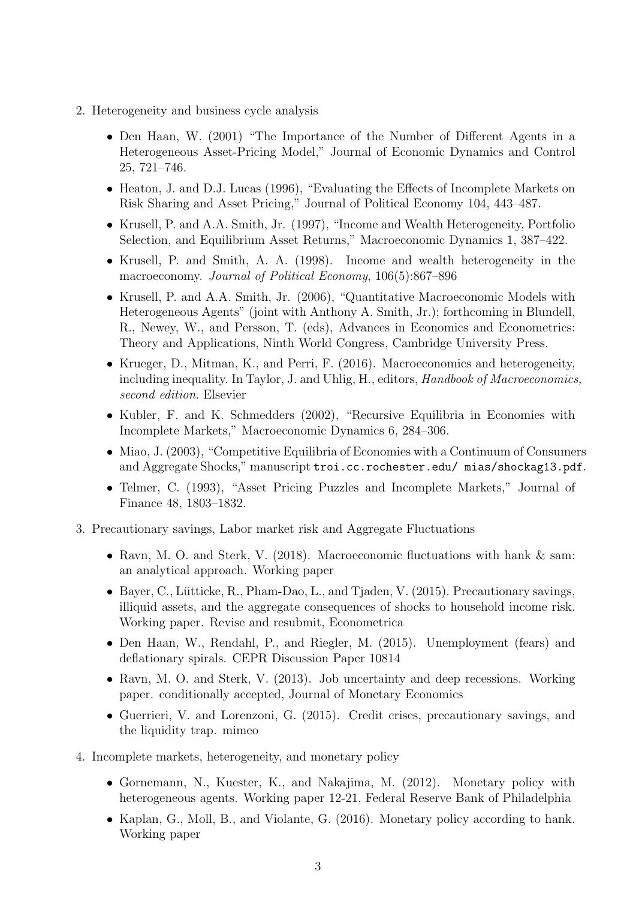2. Heterogeneity and business cycle analysis

    - Den Haan, W. (2001) "The Importance of the Number of Different Agents in a Heterogeneous Asset-Pricing Model," Journal of Economic Dynamics and Control 25, 721–746.
    - Heaton, J. and D.J. Lucas (1996), "Evaluating the Effects of Incomplete Markets on Risk Sharing and Asset Pricing," Journal of Political Economy 104, 443–487.
    - Krusell, P. and A.A. Smith, Jr. (1997), "Income and Wealth Heterogeneity, Portfolio Selection, and Equilibrium Asset Returns," Macroeconomic Dynamics 1, 387–422.
    - Krusell, P. and Smith, A. A. (1998). Income and wealth heterogeneity in the macroeconomy. *Journal of Political Economy*, 106(5):867–896
    - Krusell, P. and A.A. Smith, Jr. (2006), "Quantitative Macroeconomic Models with Heterogeneous Agents" (joint with Anthony A. Smith, Jr.); forthcoming in Blundell, R., Newey, W., and Persson, T. (eds), Advances in Economics and Econometrics: Theory and Applications, Ninth World Congress, Cambridge University Press.
    - Krueger, D., Mitman, K., and Perri, F. (2016). Macroeconomics and heterogeneity, including inequality. In Taylor, J. and Uhlig, H., editors, *Handbook of Macroeconomics, second edition*. Elsevier
    - Kubler, F. and K. Schmedders (2002), "Recursive Equilibria in Economies with Incomplete Markets," Macroeconomic Dynamics 6, 284–306.
    - Miao, J. (2003), "Competitive Equilibria of Economies with a Continuum of Consumers and Aggregate Shocks," manuscript `troi.cc.rochester.edu/ mias/shockag13.pdf`.
    - Telmer, C. (1993), "Asset Pricing Puzzles and Incomplete Markets," Journal of Finance 48, 1803–1832.

3. Precautionary savings, Labor market risk and Aggregate Fluctuations

    - Ravn, M. O. and Sterk, V. (2018). Macroeconomic fluctuations with hank & sam: an analytical approach. Working paper
    - Bayer, C., Lütticke, R., Pham-Dao, L., and Tjaden, V. (2015). Precautionary savings, illiquid assets, and the aggregate consequences of shocks to household income risk. Working paper. Revise and resubmit, Econometrica
    - Den Haan, W., Rendahl, P., and Riegler, M. (2015). Unemployment (fears) and deflationary spirals. CEPR Discussion Paper 10814
    - Ravn, M. O. and Sterk, V. (2013). Job uncertainty and deep recessions. Working paper. conditionally accepted, Journal of Monetary Economics
    - Guerrieri, V. and Lorenzoni, G. (2015). Credit crises, precautionary savings, and the liquidity trap. mimeo

4. Incomplete markets, heterogeneity, and monetary policy

    - Gornemann, N., Kuester, K., and Nakajima, M. (2012). Monetary policy with heterogeneous agents. Working paper 12-21, Federal Reserve Bank of Philadelphia
    - Kaplan, G., Moll, B., and Violante, G. (2016). Monetary policy according to hank. Working paper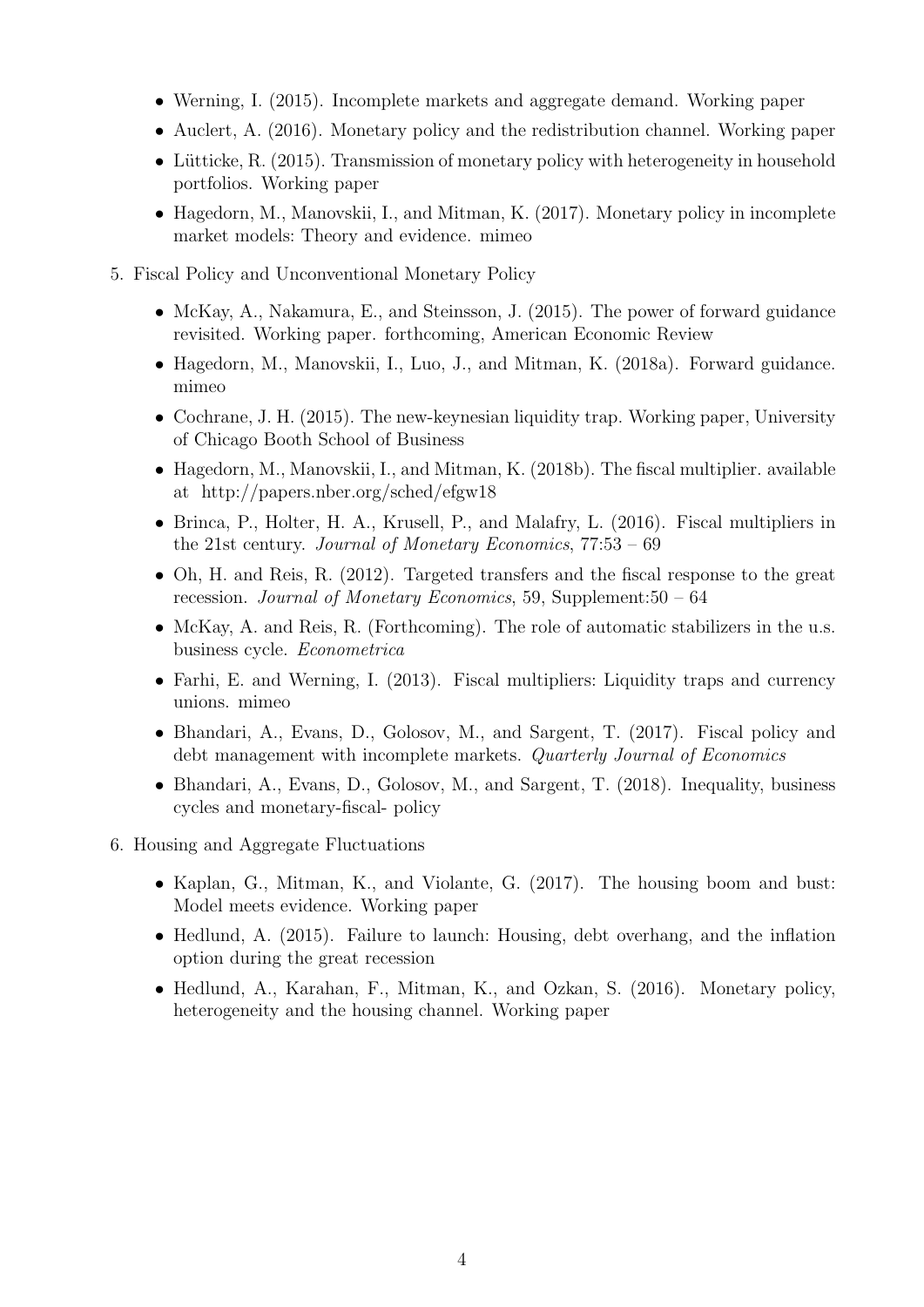- Werning, I. (2015). Incomplete markets and aggregate demand. Working paper
- Auclert, A. (2016). Monetary policy and the redistribution channel. Working paper
- Lütticke, R. (2015). Transmission of monetary policy with heterogeneity in household portfolios. Working paper
- Hagedorn, M., Manovskii, I., and Mitman, K. (2017). Monetary policy in incomplete market models: Theory and evidence. mimeo

5. Fiscal Policy and Unconventional Monetary Policy

- McKay, A., Nakamura, E., and Steinsson, J. (2015). The power of forward guidance revisited. Working paper. forthcoming, American Economic Review
- Hagedorn, M., Manovskii, I., Luo, J., and Mitman, K. (2018a). Forward guidance. mimeo
- Cochrane, J. H. (2015). The new-keynesian liquidity trap. Working paper, University of Chicago Booth School of Business
- Hagedorn, M., Manovskii, I., and Mitman, K. (2018b). The fiscal multiplier. available at http://papers.nber.org/sched/efgw18
- Brinca, P., Holter, H. A., Krusell, P., and Malafry, L. (2016). Fiscal multipliers in the 21st century. *Journal of Monetary Economics*, 77:53 – 69
- Oh, H. and Reis, R. (2012). Targeted transfers and the fiscal response to the great recession. *Journal of Monetary Economics*, 59, Supplement:50 – 64
- McKay, A. and Reis, R. (Forthcoming). The role of automatic stabilizers in the u.s. business cycle. *Econometrica*
- Farhi, E. and Werning, I. (2013). Fiscal multipliers: Liquidity traps and currency unions. mimeo
- Bhandari, A., Evans, D., Golosov, M., and Sargent, T. (2017). Fiscal policy and debt management with incomplete markets. *Quarterly Journal of Economics*
- Bhandari, A., Evans, D., Golosov, M., and Sargent, T. (2018). Inequality, business cycles and monetary-fiscal- policy

6. Housing and Aggregate Fluctuations

- Kaplan, G., Mitman, K., and Violante, G. (2017). The housing boom and bust: Model meets evidence. Working paper
- Hedlund, A. (2015). Failure to launch: Housing, debt overhang, and the inflation option during the great recession
- Hedlund, A., Karahan, F., Mitman, K., and Ozkan, S. (2016). Monetary policy, heterogeneity and the housing channel. Working paper